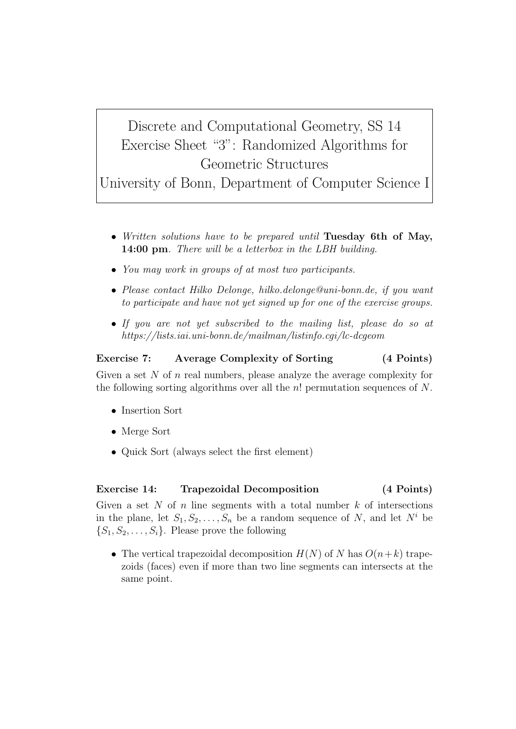# Discrete and Computational Geometry, SS 14
# Exercise Sheet "3": Randomized Algorithms for Geometric Structures
# University of Bonn, Department of Computer Science I

- *Written solutions have to be prepared until* **Tuesday 6th of May, 14:00 pm**. *There will be a letterbox in the LBH building.*
- *You may work in groups of at most two participants.*
- *Please contact Hilko Delonge, hilko.delonge@uni-bonn.de, if you want to participate and have not yet signed up for one of the exercise groups.*
- *If you are not yet subscribed to the mailing list, please do so at https://lists.iai.uni-bonn.de/mailman/listinfo.cgi/lc-dcgeom*

**Exercise 7: Average Complexity of Sorting (4 Points)**

Given a set $N$ of $n$ real numbers, please analyze the average complexity for the following sorting algorithms over all the $n!$ permutation sequences of $N$.

- Insertion Sort
- Merge Sort
- Quick Sort (always select the first element)

**Exercise 14: Trapezoidal Decomposition (4 Points)**

Given a set $N$ of $n$ line segments with a total number $k$ of intersections in the plane, let $S_1, S_2, \ldots, S_n$ be a random sequence of $N$, and let $N^i$ be $\{S_1, S_2, \ldots, S_i\}$. Please prove the following

- The vertical trapezoidal decomposition $H(N)$ of $N$ has $O(n+k)$ trapezoids (faces) even if more than two line segments can intersects at the same point.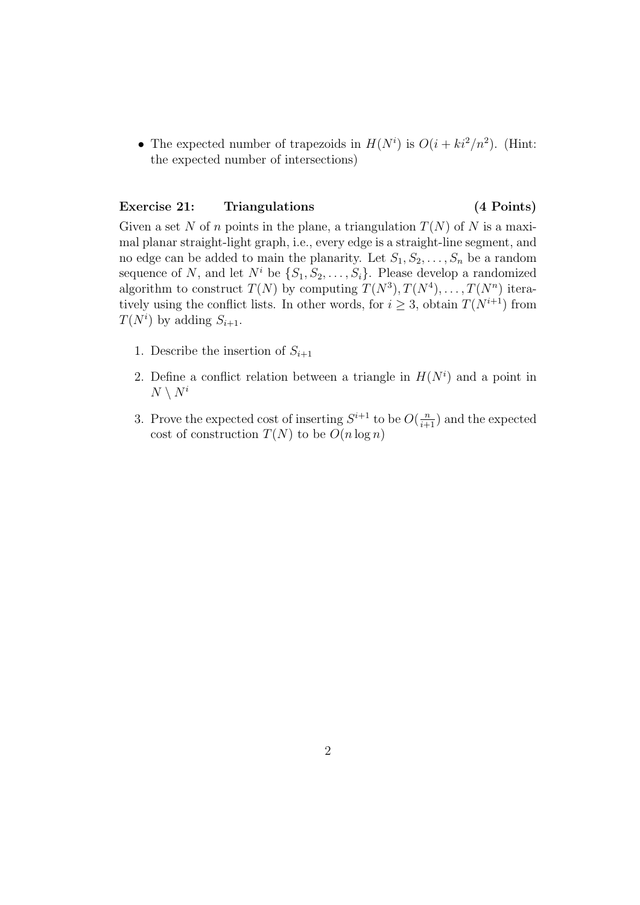- The expected number of trapezoids in $H(N^i)$ is $O(i + ki^2/n^2)$. (Hint: the expected number of intersections)

**Exercise 21: Triangulations (4 Points)**

Given a set $N$ of $n$ points in the plane, a triangulation $T(N)$ of $N$ is a maximal planar straight-light graph, i.e., every edge is a straight-line segment, and no edge can be added to main the planarity. Let $S_1, S_2, \ldots, S_n$ be a random sequence of $N$, and let $N^i$ be $\{S_1, S_2, \ldots, S_i\}$. Please develop a randomized algorithm to construct $T(N)$ by computing $T(N^3), T(N^4), \ldots, T(N^n)$ iteratively using the conflict lists. In other words, for $i \geq 3$, obtain $T(N^{i+1})$ from $T(N^i)$ by adding $S_{i+1}$.

1. Describe the insertion of $S_{i+1}$
2. Define a conflict relation between a triangle in $H(N^i)$ and a point in $N \setminus N^i$
3. Prove the expected cost of inserting $S^{i+1}$ to be $O(\frac{n}{i+1})$ and the expected cost of construction $T(N)$ to be $O(n \log n)$